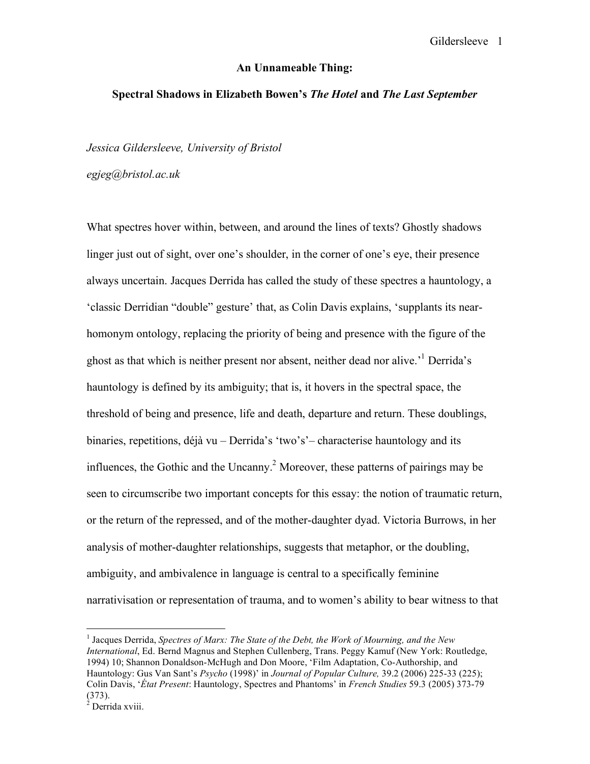# An Unnameable Thing:

## Spectral Shadows in Elizabeth Bowen's *The Hotel* and *The Last September*

*Jessica Gildersleeve, University of Bristol*

*egjeg@bristol.ac.uk*

What spectres hover within, between, and around the lines of texts? Ghostly shadows linger just out of sight, over one's shoulder, in the corner of one's eye, their presence always uncertain. Jacques Derrida has called the study of these spectres a hauntology, a 'classic Derridian "double" gesture' that, as Colin Davis explains, 'supplants its near-homonym ontology, replacing the priority of being and presence with the figure of the ghost as that which is neither present nor absent, neither dead nor alive.'[1] Derrida's hauntology is defined by its ambiguity; that is, it hovers in the spectral space, the threshold of being and presence, life and death, departure and return. These doublings, binaries, repetitions, déjà vu – Derrida's 'two's'– characterise hauntology and its influences, the Gothic and the Uncanny.[2] Moreover, these patterns of pairings may be seen to circumscribe two important concepts for this essay: the notion of traumatic return, or the return of the repressed, and of the mother-daughter dyad. Victoria Burrows, in her analysis of mother-daughter relationships, suggests that metaphor, or the doubling, ambiguity, and ambivalence in language is central to a specifically feminine narrativisation or representation of trauma, and to women's ability to bear witness to that

---

[1] Jacques Derrida, *Spectres of Marx: The State of the Debt, the Work of Mourning, and the New International*, Ed. Bernd Magnus and Stephen Cullenberg, Trans. Peggy Kamuf (New York: Routledge, 1994) 10; Shannon Donaldson-McHugh and Don Moore, 'Film Adaptation, Co-Authorship, and Hauntology: Gus Van Sant's *Psycho* (1998)' in *Journal of Popular Culture,* 39.2 (2006) 225-33 (225); Colin Davis, '*État Present*: Hauntology, Spectres and Phantoms' in *French Studies* 59.3 (2005) 373-79 (373).

[2] Derrida xviii.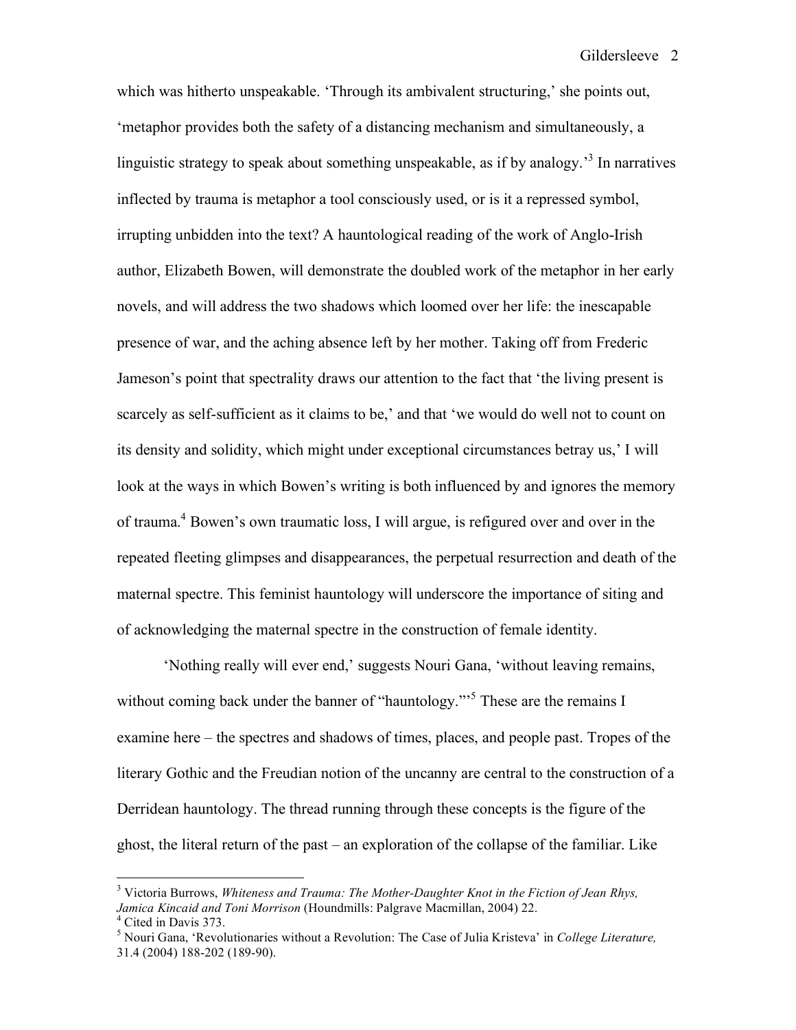which was hitherto unspeakable. 'Through its ambivalent structuring,' she points out, 'metaphor provides both the safety of a distancing mechanism and simultaneously, a linguistic strategy to speak about something unspeakable, as if by analogy.'[3] In narratives inflected by trauma is metaphor a tool consciously used, or is it a repressed symbol, irrupting unbidden into the text? A hauntological reading of the work of Anglo-Irish author, Elizabeth Bowen, will demonstrate the doubled work of the metaphor in her early novels, and will address the two shadows which loomed over her life: the inescapable presence of war, and the aching absence left by her mother. Taking off from Frederic Jameson's point that spectrality draws our attention to the fact that 'the living present is scarcely as self-sufficient as it claims to be,' and that 'we would do well not to count on its density and solidity, which might under exceptional circumstances betray us,' I will look at the ways in which Bowen's writing is both influenced by and ignores the memory of trauma.[4] Bowen's own traumatic loss, I will argue, is refigured over and over in the repeated fleeting glimpses and disappearances, the perpetual resurrection and death of the maternal spectre. This feminist hauntology will underscore the importance of siting and of acknowledging the maternal spectre in the construction of female identity.

'Nothing really will ever end,' suggests Nouri Gana, 'without leaving remains, without coming back under the banner of "hauntology."'[5] These are the remains I examine here – the spectres and shadows of times, places, and people past. Tropes of the literary Gothic and the Freudian notion of the uncanny are central to the construction of a Derridean hauntology. The thread running through these concepts is the figure of the ghost, the literal return of the past – an exploration of the collapse of the familiar. Like

---

[3] Victoria Burrows, *Whiteness and Trauma: The Mother-Daughter Knot in the Fiction of Jean Rhys, Jamica Kincaid and Toni Morrison* (Houndmills: Palgrave Macmillan, 2004) 22.

[4] Cited in Davis 373.

[5] Nouri Gana, 'Revolutionaries without a Revolution: The Case of Julia Kristeva' in *College Literature,* 31.4 (2004) 188-202 (189-90).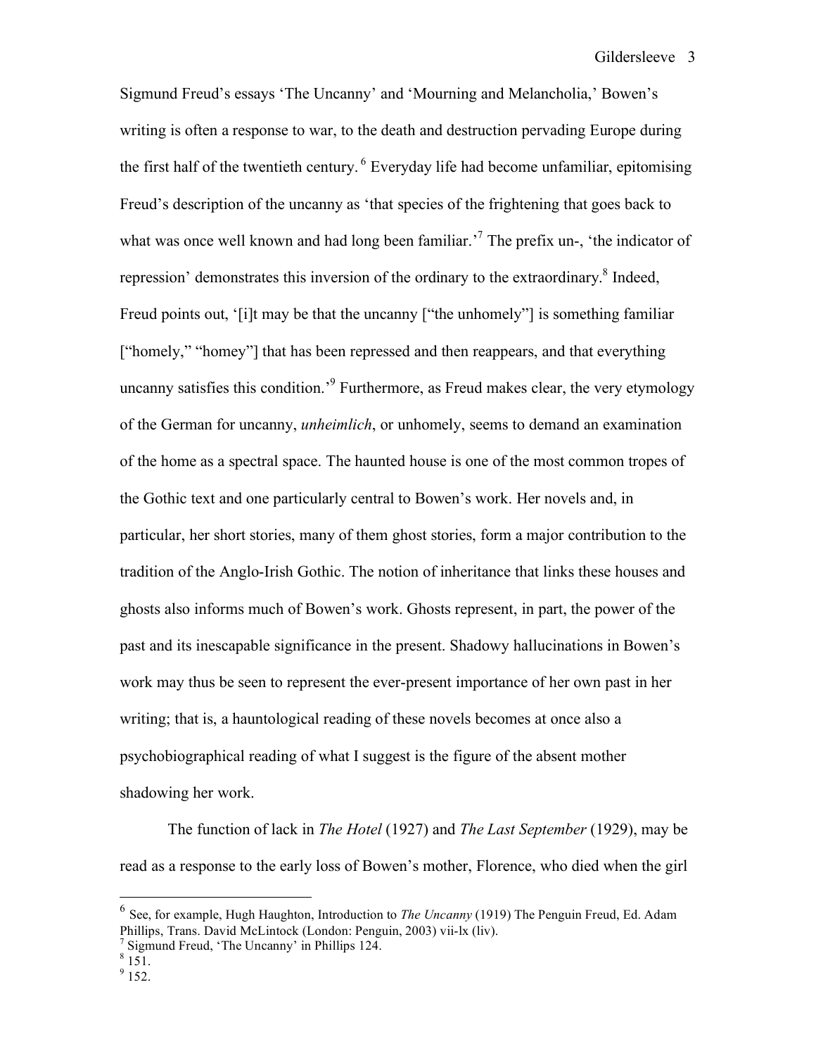Sigmund Freud's essays 'The Uncanny' and 'Mourning and Melancholia,' Bowen's writing is often a response to war, to the death and destruction pervading Europe during the first half of the twentieth century. [6] Everyday life had become unfamiliar, epitomising Freud's description of the uncanny as 'that species of the frightening that goes back to what was once well known and had long been familiar.'[7] The prefix un-, 'the indicator of repression' demonstrates this inversion of the ordinary to the extraordinary.[8] Indeed, Freud points out, '[i]t may be that the uncanny ["the unhomely"] is something familiar ["homely," "homey"] that has been repressed and then reappears, and that everything uncanny satisfies this condition.'[9] Furthermore, as Freud makes clear, the very etymology of the German for uncanny, *unheimlich*, or unhomely, seems to demand an examination of the home as a spectral space. The haunted house is one of the most common tropes of the Gothic text and one particularly central to Bowen's work. Her novels and, in particular, her short stories, many of them ghost stories, form a major contribution to the tradition of the Anglo-Irish Gothic. The notion of inheritance that links these houses and ghosts also informs much of Bowen's work. Ghosts represent, in part, the power of the past and its inescapable significance in the present. Shadowy hallucinations in Bowen's work may thus be seen to represent the ever-present importance of her own past in her writing; that is, a hauntological reading of these novels becomes at once also a psychobiographical reading of what I suggest is the figure of the absent mother shadowing her work.

The function of lack in *The Hotel* (1927) and *The Last September* (1929), may be read as a response to the early loss of Bowen's mother, Florence, who died when the girl

---

[6] See, for example, Hugh Haughton, Introduction to *The Uncanny* (1919) The Penguin Freud, Ed. Adam Phillips, Trans. David McLintock (London: Penguin, 2003) vii-lx (liv).

[7] Sigmund Freud, 'The Uncanny' in Phillips 124.

[8] 151.

[9] 152.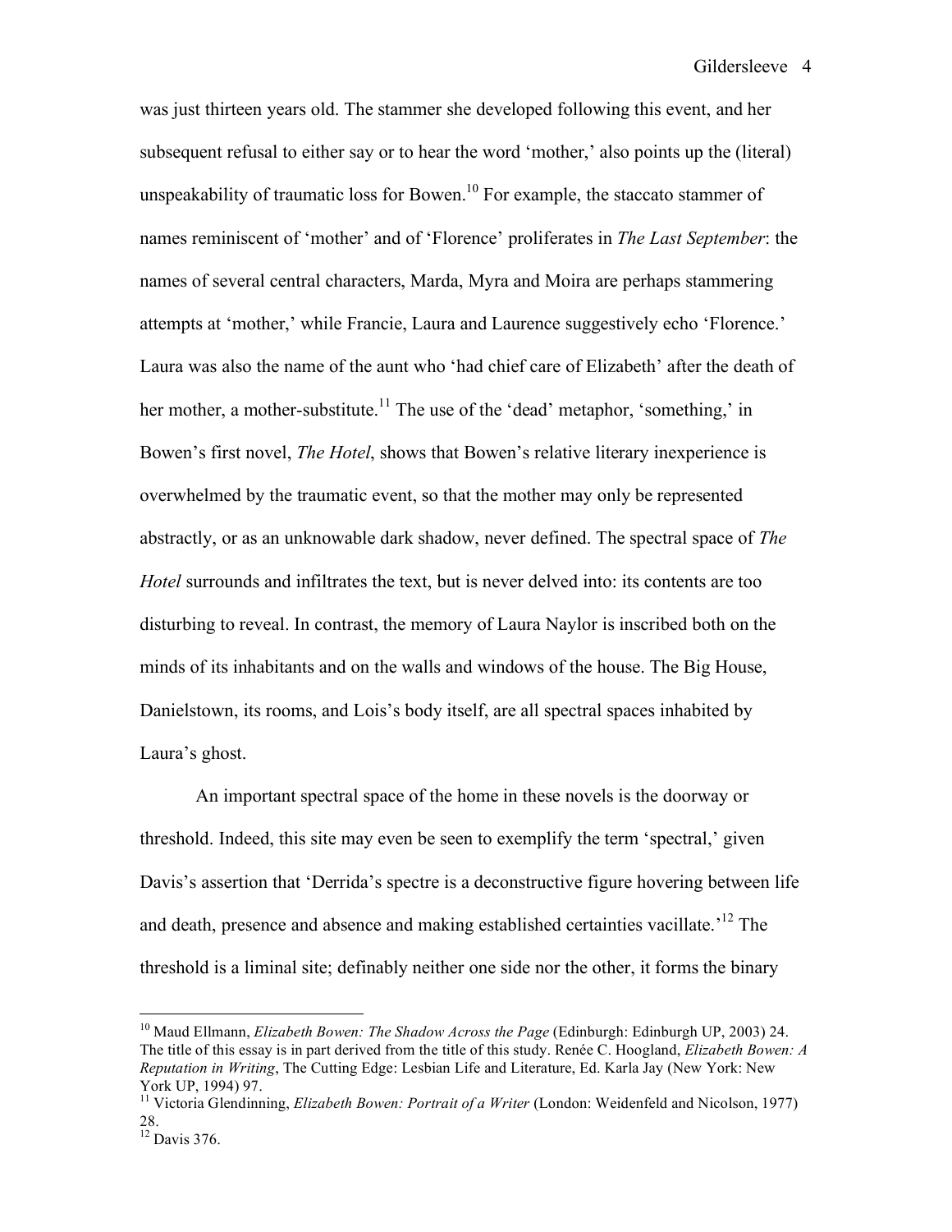was just thirteen years old. The stammer she developed following this event, and her subsequent refusal to either say or to hear the word 'mother,' also points up the (literal) unspeakability of traumatic loss for Bowen.[10] For example, the staccato stammer of names reminiscent of 'mother' and of 'Florence' proliferates in *The Last September*: the names of several central characters, Marda, Myra and Moira are perhaps stammering attempts at 'mother,' while Francie, Laura and Laurence suggestively echo 'Florence.' Laura was also the name of the aunt who 'had chief care of Elizabeth' after the death of her mother, a mother-substitute.[11] The use of the 'dead' metaphor, 'something,' in Bowen's first novel, *The Hotel*, shows that Bowen's relative literary inexperience is overwhelmed by the traumatic event, so that the mother may only be represented abstractly, or as an unknowable dark shadow, never defined. The spectral space of *The Hotel* surrounds and infiltrates the text, but is never delved into: its contents are too disturbing to reveal. In contrast, the memory of Laura Naylor is inscribed both on the minds of its inhabitants and on the walls and windows of the house. The Big House, Danielstown, its rooms, and Lois's body itself, are all spectral spaces inhabited by Laura's ghost.

An important spectral space of the home in these novels is the doorway or threshold. Indeed, this site may even be seen to exemplify the term 'spectral,' given Davis's assertion that 'Derrida's spectre is a deconstructive figure hovering between life and death, presence and absence and making established certainties vacillate.'[12] The threshold is a liminal site; definably neither one side nor the other, it forms the binary

---

[10] Maud Ellmann, *Elizabeth Bowen: The Shadow Across the Page* (Edinburgh: Edinburgh UP, 2003) 24. The title of this essay is in part derived from the title of this study. Renée C. Hoogland, *Elizabeth Bowen: A Reputation in Writing*, The Cutting Edge: Lesbian Life and Literature, Ed. Karla Jay (New York: New York UP, 1994) 97.

[11] Victoria Glendinning, *Elizabeth Bowen: Portrait of a Writer* (London: Weidenfeld and Nicolson, 1977) 28.

[12] Davis 376.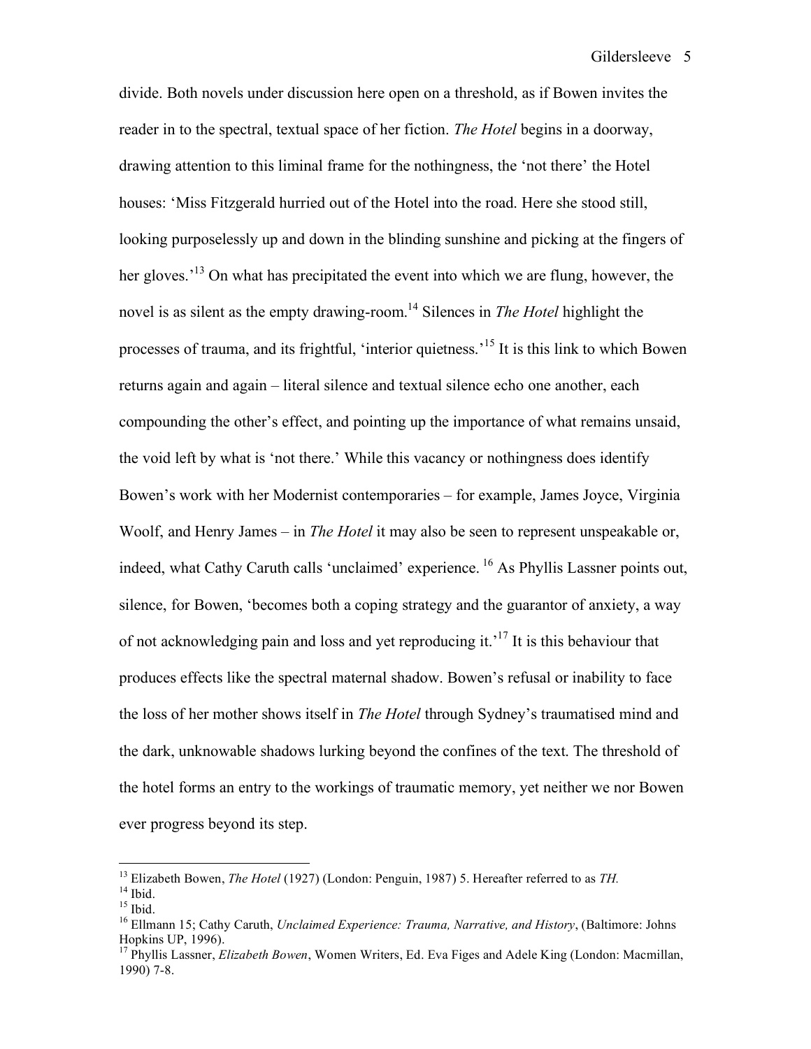divide. Both novels under discussion here open on a threshold, as if Bowen invites the reader in to the spectral, textual space of her fiction. *The Hotel* begins in a doorway, drawing attention to this liminal frame for the nothingness, the 'not there' the Hotel houses: 'Miss Fitzgerald hurried out of the Hotel into the road. Here she stood still, looking purposelessly up and down in the blinding sunshine and picking at the fingers of her gloves.'[13] On what has precipitated the event into which we are flung, however, the novel is as silent as the empty drawing-room.[14] Silences in *The Hotel* highlight the processes of trauma, and its frightful, 'interior quietness.'[15] It is this link to which Bowen returns again and again – literal silence and textual silence echo one another, each compounding the other's effect, and pointing up the importance of what remains unsaid, the void left by what is 'not there.' While this vacancy or nothingness does identify Bowen's work with her Modernist contemporaries – for example, James Joyce, Virginia Woolf, and Henry James – in *The Hotel* it may also be seen to represent unspeakable or, indeed, what Cathy Caruth calls 'unclaimed' experience. [16] As Phyllis Lassner points out, silence, for Bowen, 'becomes both a coping strategy and the guarantor of anxiety, a way of not acknowledging pain and loss and yet reproducing it.'[17] It is this behaviour that produces effects like the spectral maternal shadow. Bowen's refusal or inability to face the loss of her mother shows itself in *The Hotel* through Sydney's traumatised mind and the dark, unknowable shadows lurking beyond the confines of the text. The threshold of the hotel forms an entry to the workings of traumatic memory, yet neither we nor Bowen ever progress beyond its step.

---

[13] Elizabeth Bowen, *The Hotel* (1927) (London: Penguin, 1987) 5. Hereafter referred to as *TH.*

[14] Ibid.

[15] Ibid.

[16] Ellmann 15; Cathy Caruth, *Unclaimed Experience: Trauma, Narrative, and History*, (Baltimore: Johns Hopkins UP, 1996).

[17] Phyllis Lassner, *Elizabeth Bowen*, Women Writers, Ed. Eva Figes and Adele King (London: Macmillan, 1990) 7-8.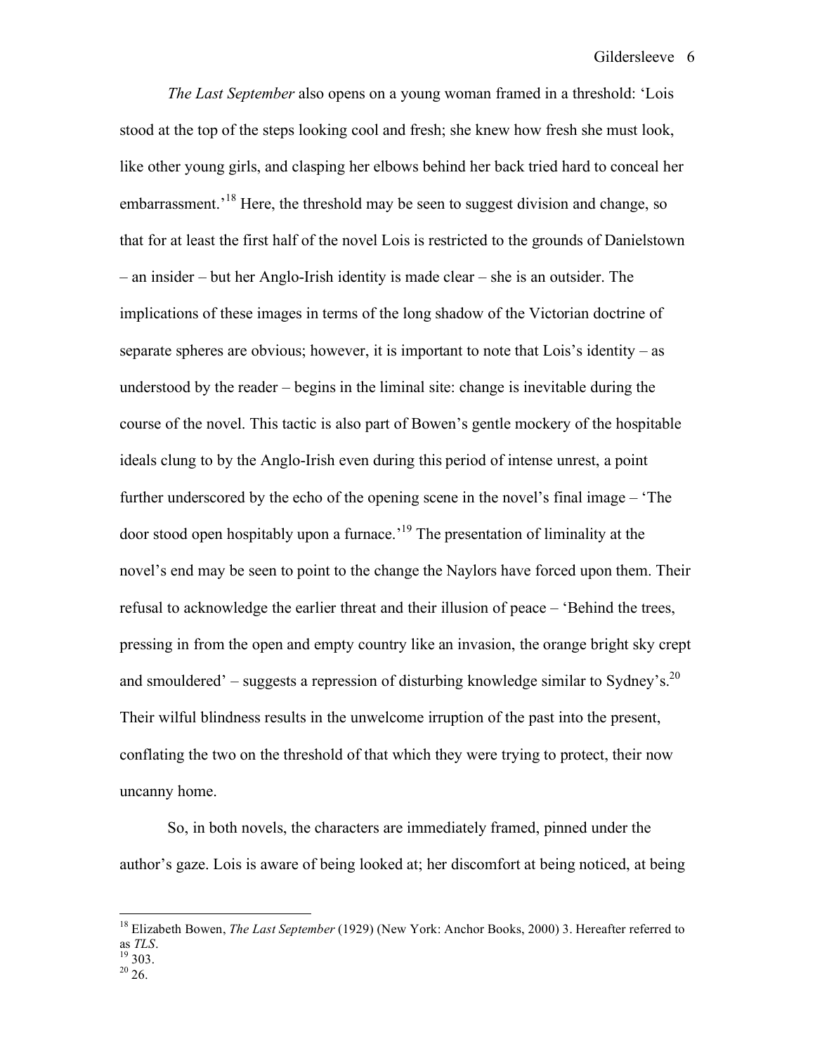*The Last September* also opens on a young woman framed in a threshold: 'Lois stood at the top of the steps looking cool and fresh; she knew how fresh she must look, like other young girls, and clasping her elbows behind her back tried hard to conceal her embarrassment.'[18] Here, the threshold may be seen to suggest division and change, so that for at least the first half of the novel Lois is restricted to the grounds of Danielstown – an insider – but her Anglo-Irish identity is made clear – she is an outsider. The implications of these images in terms of the long shadow of the Victorian doctrine of separate spheres are obvious; however, it is important to note that Lois's identity – as understood by the reader – begins in the liminal site: change is inevitable during the course of the novel. This tactic is also part of Bowen's gentle mockery of the hospitable ideals clung to by the Anglo-Irish even during this period of intense unrest, a point further underscored by the echo of the opening scene in the novel's final image – 'The door stood open hospitably upon a furnace.'[19] The presentation of liminality at the novel's end may be seen to point to the change the Naylors have forced upon them. Their refusal to acknowledge the earlier threat and their illusion of peace – 'Behind the trees, pressing in from the open and empty country like an invasion, the orange bright sky crept and smouldered' – suggests a repression of disturbing knowledge similar to Sydney's.[20] Their wilful blindness results in the unwelcome irruption of the past into the present, conflating the two on the threshold of that which they were trying to protect, their now uncanny home.

So, in both novels, the characters are immediately framed, pinned under the author's gaze. Lois is aware of being looked at; her discomfort at being noticed, at being

---

[18] Elizabeth Bowen, *The Last September* (1929) (New York: Anchor Books, 2000) 3. Hereafter referred to as *TLS*.

[19] 303.

[20] 26.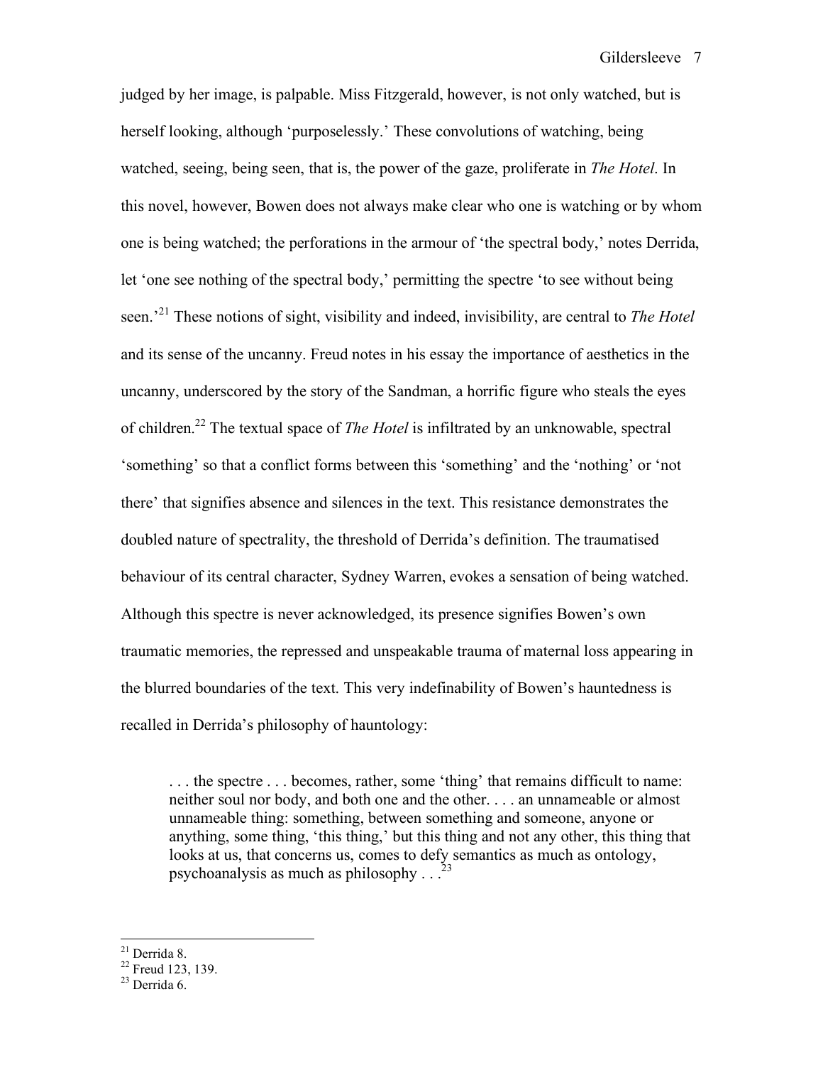judged by her image, is palpable. Miss Fitzgerald, however, is not only watched, but is herself looking, although 'purposelessly.' These convolutions of watching, being watched, seeing, being seen, that is, the power of the gaze, proliferate in *The Hotel*. In this novel, however, Bowen does not always make clear who one is watching or by whom one is being watched; the perforations in the armour of 'the spectral body,' notes Derrida, let 'one see nothing of the spectral body,' permitting the spectre 'to see without being seen.'[21] These notions of sight, visibility and indeed, invisibility, are central to *The Hotel* and its sense of the uncanny. Freud notes in his essay the importance of aesthetics in the uncanny, underscored by the story of the Sandman, a horrific figure who steals the eyes of children.[22] The textual space of *The Hotel* is infiltrated by an unknowable, spectral 'something' so that a conflict forms between this 'something' and the 'nothing' or 'not there' that signifies absence and silences in the text. This resistance demonstrates the doubled nature of spectrality, the threshold of Derrida's definition. The traumatised behaviour of its central character, Sydney Warren, evokes a sensation of being watched. Although this spectre is never acknowledged, its presence signifies Bowen's own traumatic memories, the repressed and unspeakable trauma of maternal loss appearing in the blurred boundaries of the text. This very indefinability of Bowen's hauntedness is recalled in Derrida's philosophy of hauntology:

> . . . the spectre . . . becomes, rather, some 'thing' that remains difficult to name: neither soul nor body, and both one and the other. . . . an unnameable or almost unnameable thing: something, between something and someone, anyone or anything, some thing, 'this thing,' but this thing and not any other, this thing that looks at us, that concerns us, comes to defy semantics as much as ontology, psychoanalysis as much as philosophy . . .[23]

[21] Derrida 8.
[22] Freud 123, 139.
[23] Derrida 6.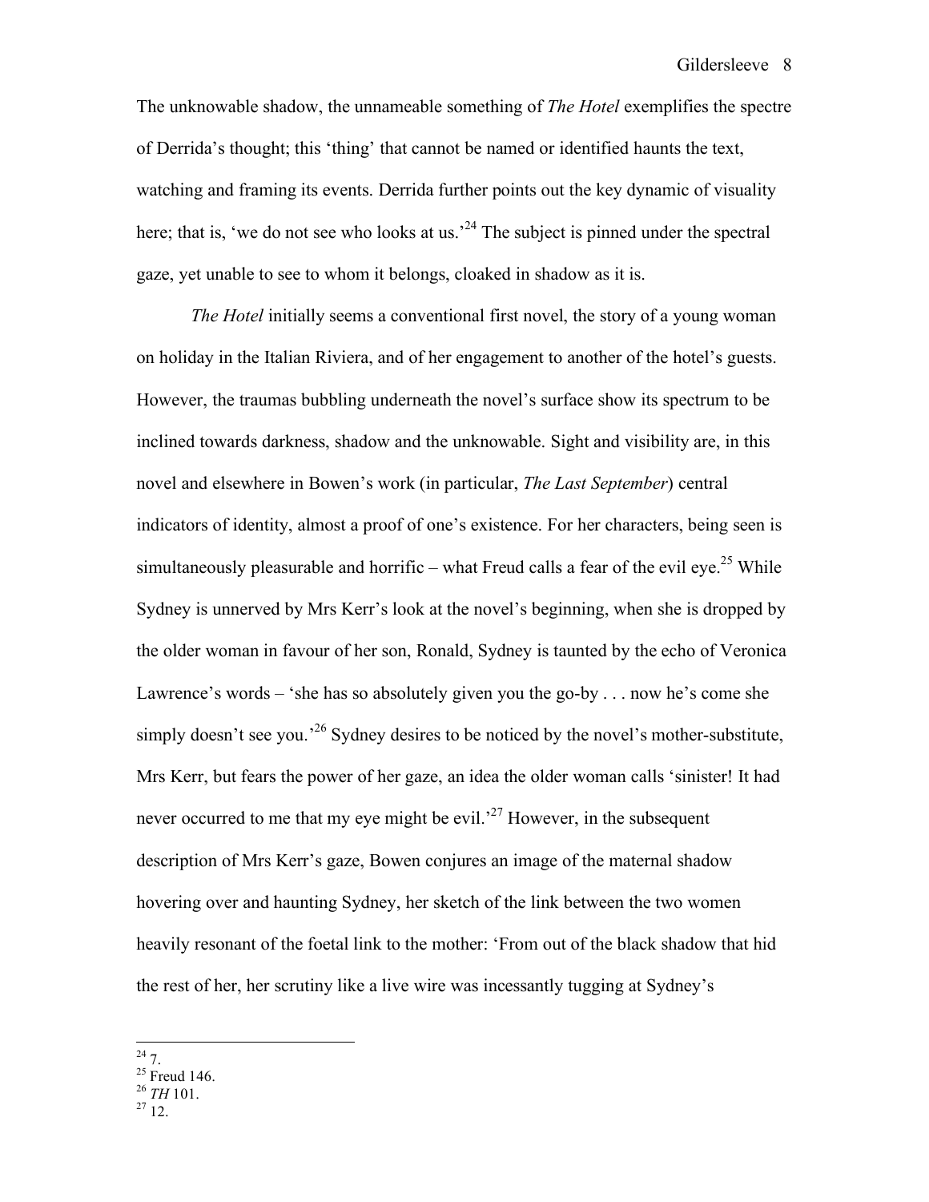The unknowable shadow, the unnameable something of *The Hotel* exemplifies the spectre of Derrida's thought; this 'thing' that cannot be named or identified haunts the text, watching and framing its events. Derrida further points out the key dynamic of visuality here; that is, 'we do not see who looks at us.'[24] The subject is pinned under the spectral gaze, yet unable to see to whom it belongs, cloaked in shadow as it is.

*The Hotel* initially seems a conventional first novel, the story of a young woman on holiday in the Italian Riviera, and of her engagement to another of the hotel's guests. However, the traumas bubbling underneath the novel's surface show its spectrum to be inclined towards darkness, shadow and the unknowable. Sight and visibility are, in this novel and elsewhere in Bowen's work (in particular, *The Last September*) central indicators of identity, almost a proof of one's existence. For her characters, being seen is simultaneously pleasurable and horrific – what Freud calls a fear of the evil eye.[25] While Sydney is unnerved by Mrs Kerr's look at the novel's beginning, when she is dropped by the older woman in favour of her son, Ronald, Sydney is taunted by the echo of Veronica Lawrence's words – 'she has so absolutely given you the go-by . . . now he's come she simply doesn't see you.'[26] Sydney desires to be noticed by the novel's mother-substitute, Mrs Kerr, but fears the power of her gaze, an idea the older woman calls 'sinister! It had never occurred to me that my eye might be evil.'[27] However, in the subsequent description of Mrs Kerr's gaze, Bowen conjures an image of the maternal shadow hovering over and haunting Sydney, her sketch of the link between the two women heavily resonant of the foetal link to the mother: 'From out of the black shadow that hid the rest of her, her scrutiny like a live wire was incessantly tugging at Sydney's

---

[24] 7.
[25] Freud 146.
[26] *TH* 101.
[27] 12.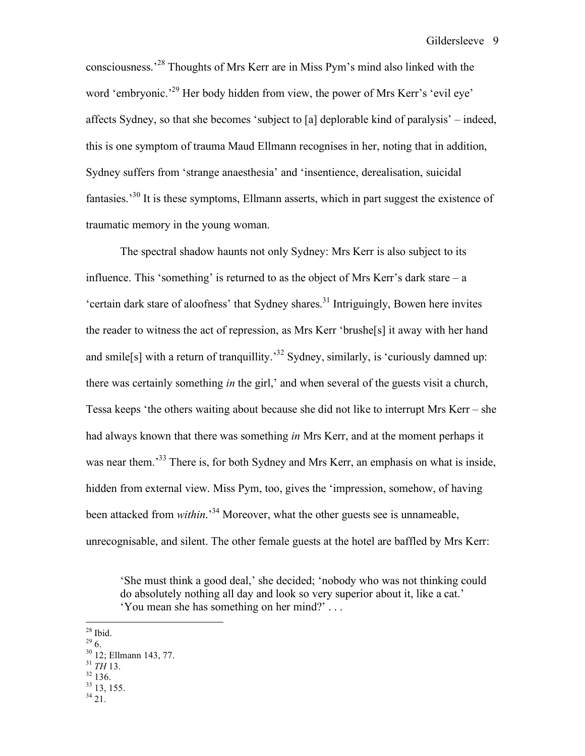consciousness.'[28] Thoughts of Mrs Kerr are in Miss Pym's mind also linked with the word 'embryonic.'[29] Her body hidden from view, the power of Mrs Kerr's 'evil eye' affects Sydney, so that she becomes 'subject to [a] deplorable kind of paralysis' – indeed, this is one symptom of trauma Maud Ellmann recognises in her, noting that in addition, Sydney suffers from 'strange anaesthesia' and 'insentience, derealisation, suicidal fantasies.'[30] It is these symptoms, Ellmann asserts, which in part suggest the existence of traumatic memory in the young woman.

The spectral shadow haunts not only Sydney: Mrs Kerr is also subject to its influence. This 'something' is returned to as the object of Mrs Kerr's dark stare – a 'certain dark stare of aloofness' that Sydney shares.[31] Intriguingly, Bowen here invites the reader to witness the act of repression, as Mrs Kerr 'brushe[s] it away with her hand and smile[s] with a return of tranquillity.'[32] Sydney, similarly, is 'curiously damned up: there was certainly something *in* the girl,' and when several of the guests visit a church, Tessa keeps 'the others waiting about because she did not like to interrupt Mrs Kerr – she had always known that there was something *in* Mrs Kerr, and at the moment perhaps it was near them.'[33] There is, for both Sydney and Mrs Kerr, an emphasis on what is inside, hidden from external view. Miss Pym, too, gives the 'impression, somehow, of having been attacked from *within*.'[34] Moreover, what the other guests see is unnameable, unrecognisable, and silent. The other female guests at the hotel are baffled by Mrs Kerr:

> 'She must think a good deal,' she decided; 'nobody who was not thinking could do absolutely nothing all day and look so very superior about it, like a cat.'
> 'You mean she has something on her mind?' . . .

---

[28] Ibid.
[29] 6.
[30] 12; Ellmann 143, 77.
[31] *TH* 13.
[32] 136.
[33] 13, 155.
[34] 21.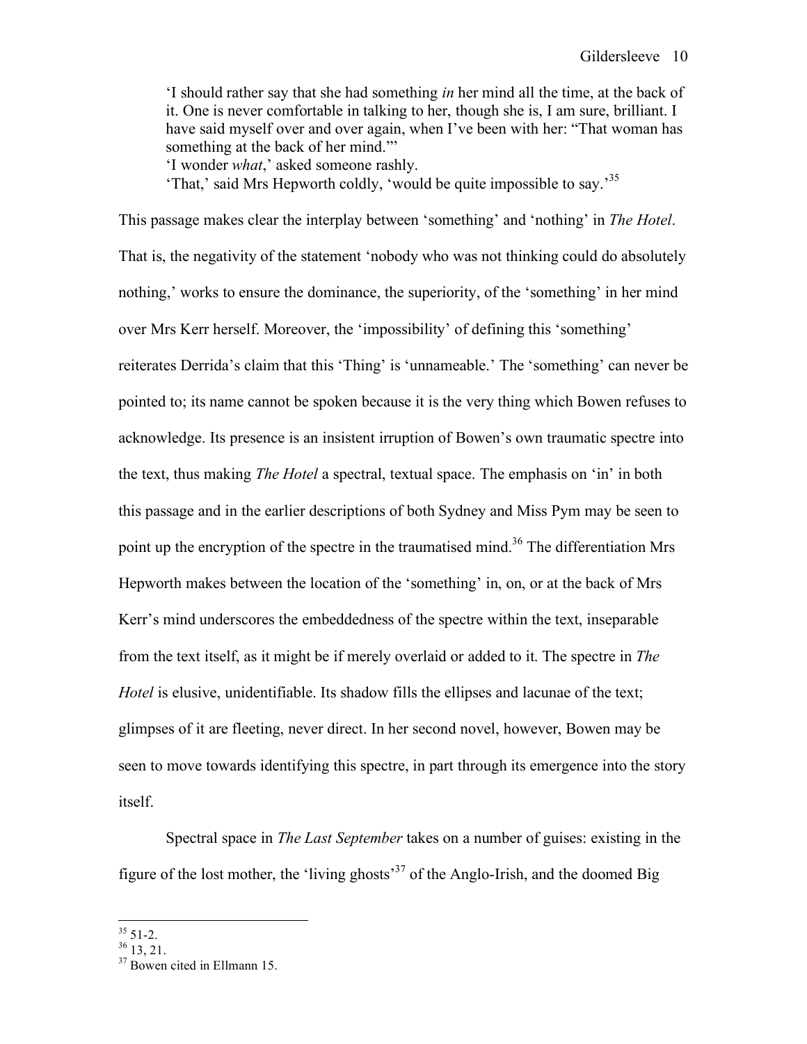> 'I should rather say that she had something *in* her mind all the time, at the back of it. One is never comfortable in talking to her, though she is, I am sure, brilliant. I have said myself over and over again, when I've been with her: "That woman has something at the back of her mind."'
> 'I wonder *what*,' asked someone rashly.
> 'That,' said Mrs Hepworth coldly, 'would be quite impossible to say.'[35]

This passage makes clear the interplay between 'something' and 'nothing' in *The Hotel*. That is, the negativity of the statement 'nobody who was not thinking could do absolutely nothing,' works to ensure the dominance, the superiority, of the 'something' in her mind over Mrs Kerr herself. Moreover, the 'impossibility' of defining this 'something' reiterates Derrida's claim that this 'Thing' is 'unnameable.' The 'something' can never be pointed to; its name cannot be spoken because it is the very thing which Bowen refuses to acknowledge. Its presence is an insistent irruption of Bowen's own traumatic spectre into the text, thus making *The Hotel* a spectral, textual space. The emphasis on 'in' in both this passage and in the earlier descriptions of both Sydney and Miss Pym may be seen to point up the encryption of the spectre in the traumatised mind.[36] The differentiation Mrs Hepworth makes between the location of the 'something' in, on, or at the back of Mrs Kerr's mind underscores the embeddedness of the spectre within the text, inseparable from the text itself, as it might be if merely overlaid or added to it. The spectre in *The Hotel* is elusive, unidentifiable. Its shadow fills the ellipses and lacunae of the text; glimpses of it are fleeting, never direct. In her second novel, however, Bowen may be seen to move towards identifying this spectre, in part through its emergence into the story itself.

Spectral space in *The Last September* takes on a number of guises: existing in the figure of the lost mother, the 'living ghosts'[37] of the Anglo-Irish, and the doomed Big

---

[35] 51-2.
[36] 13, 21.
[37] Bowen cited in Ellmann 15.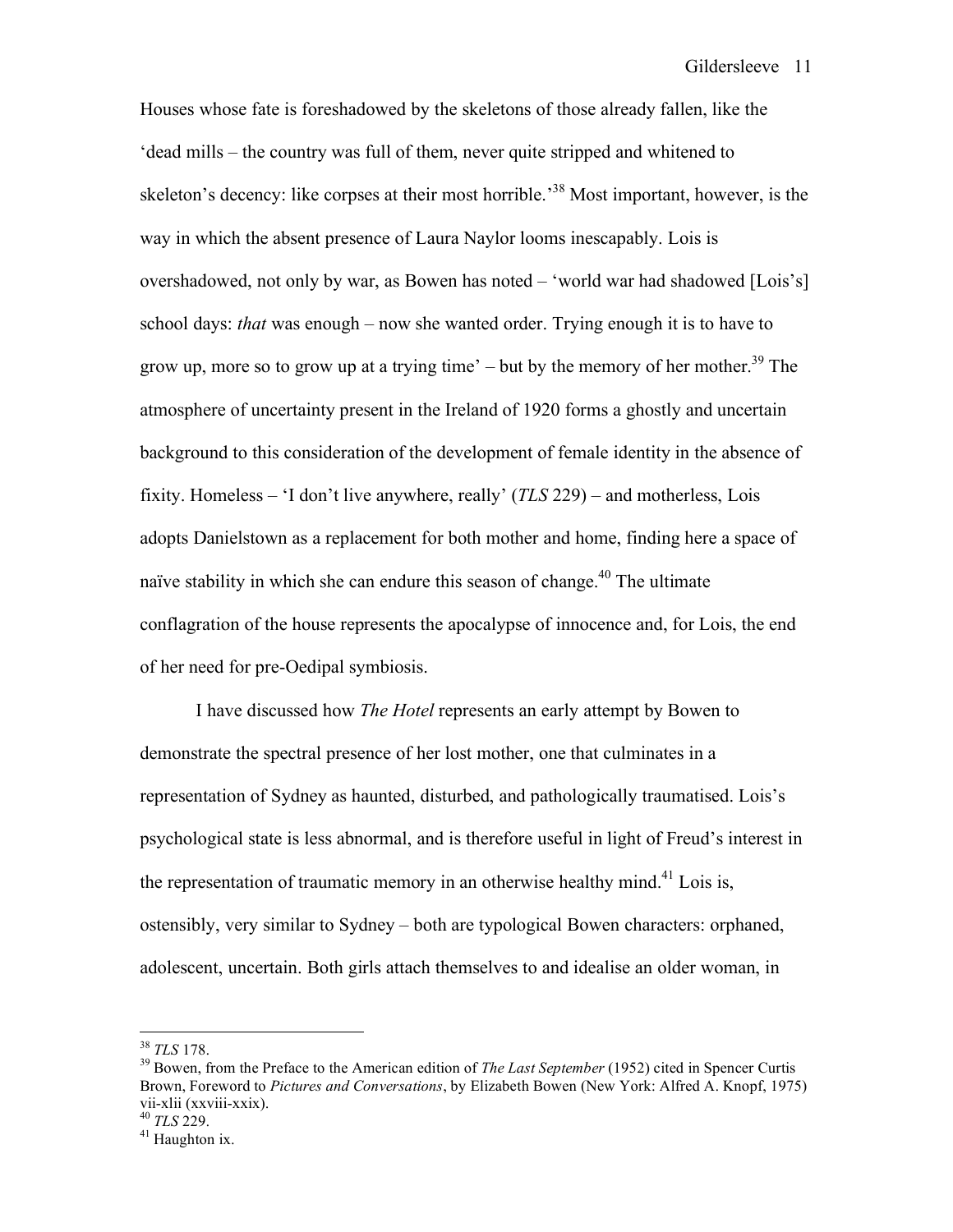Houses whose fate is foreshadowed by the skeletons of those already fallen, like the 'dead mills – the country was full of them, never quite stripped and whitened to skeleton's decency: like corpses at their most horrible.'[38] Most important, however, is the way in which the absent presence of Laura Naylor looms inescapably. Lois is overshadowed, not only by war, as Bowen has noted – 'world war had shadowed [Lois's] school days: *that* was enough – now she wanted order. Trying enough it is to have to grow up, more so to grow up at a trying time' – but by the memory of her mother.[39] The atmosphere of uncertainty present in the Ireland of 1920 forms a ghostly and uncertain background to this consideration of the development of female identity in the absence of fixity. Homeless – 'I don't live anywhere, really' (*TLS* 229) – and motherless, Lois adopts Danielstown as a replacement for both mother and home, finding here a space of naïve stability in which she can endure this season of change.[40] The ultimate conflagration of the house represents the apocalypse of innocence and, for Lois, the end of her need for pre-Oedipal symbiosis.

I have discussed how *The Hotel* represents an early attempt by Bowen to demonstrate the spectral presence of her lost mother, one that culminates in a representation of Sydney as haunted, disturbed, and pathologically traumatised. Lois's psychological state is less abnormal, and is therefore useful in light of Freud's interest in the representation of traumatic memory in an otherwise healthy mind.[41] Lois is, ostensibly, very similar to Sydney – both are typological Bowen characters: orphaned, adolescent, uncertain. Both girls attach themselves to and idealise an older woman, in

---

[38] *TLS* 178.

[39] Bowen, from the Preface to the American edition of *The Last September* (1952) cited in Spencer Curtis Brown, Foreword to *Pictures and Conversations*, by Elizabeth Bowen (New York: Alfred A. Knopf, 1975) vii-xlii (xxviii-xxix).

[40] *TLS* 229.

[41] Haughton ix.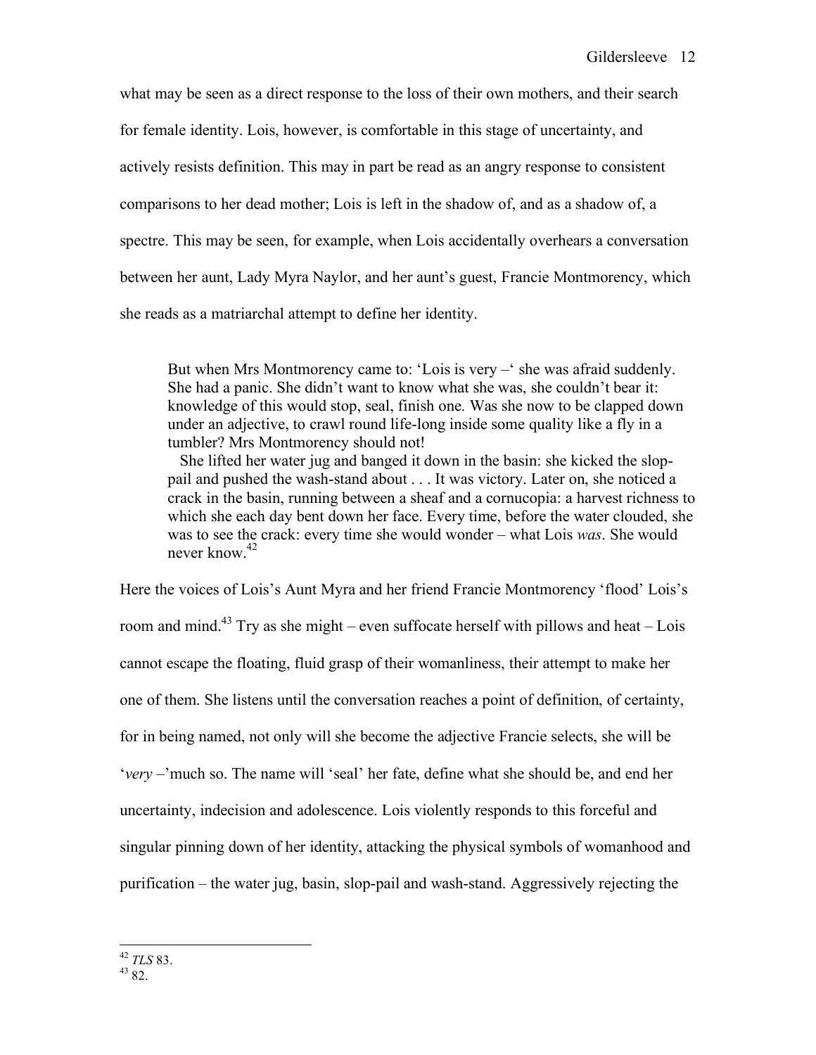what may be seen as a direct response to the loss of their own mothers, and their search for female identity. Lois, however, is comfortable in this stage of uncertainty, and actively resists definition. This may in part be read as an angry response to consistent comparisons to her dead mother; Lois is left in the shadow of, and as a shadow of, a spectre. This may be seen, for example, when Lois accidentally overhears a conversation between her aunt, Lady Myra Naylor, and her aunt's guest, Francie Montmorency, which she reads as a matriarchal attempt to define her identity.

> But when Mrs Montmorency came to: 'Lois is very –' she was afraid suddenly. She had a panic. She didn't want to know what she was, she couldn't bear it: knowledge of this would stop, seal, finish one. Was she now to be clapped down under an adjective, to crawl round life-long inside some quality like a fly in a tumbler? Mrs Montmorency should not!
>
> She lifted her water jug and banged it down in the basin: she kicked the slop-pail and pushed the wash-stand about . . . It was victory. Later on, she noticed a crack in the basin, running between a sheaf and a cornucopia: a harvest richness to which she each day bent down her face. Every time, before the water clouded, she was to see the crack: every time she would wonder – what Lois *was*. She would never know.[42]

Here the voices of Lois's Aunt Myra and her friend Francie Montmorency 'flood' Lois's room and mind.[43] Try as she might – even suffocate herself with pillows and heat – Lois cannot escape the floating, fluid grasp of their womanliness, their attempt to make her one of them. She listens until the conversation reaches a point of definition, of certainty, for in being named, not only will she become the adjective Francie selects, she will be '*very* –'much so. The name will 'seal' her fate, define what she should be, and end her uncertainty, indecision and adolescence. Lois violently responds to this forceful and singular pinning down of her identity, attacking the physical symbols of womanhood and purification – the water jug, basin, slop-pail and wash-stand. Aggressively rejecting the

---

[42] *TLS* 83.

[43] 82.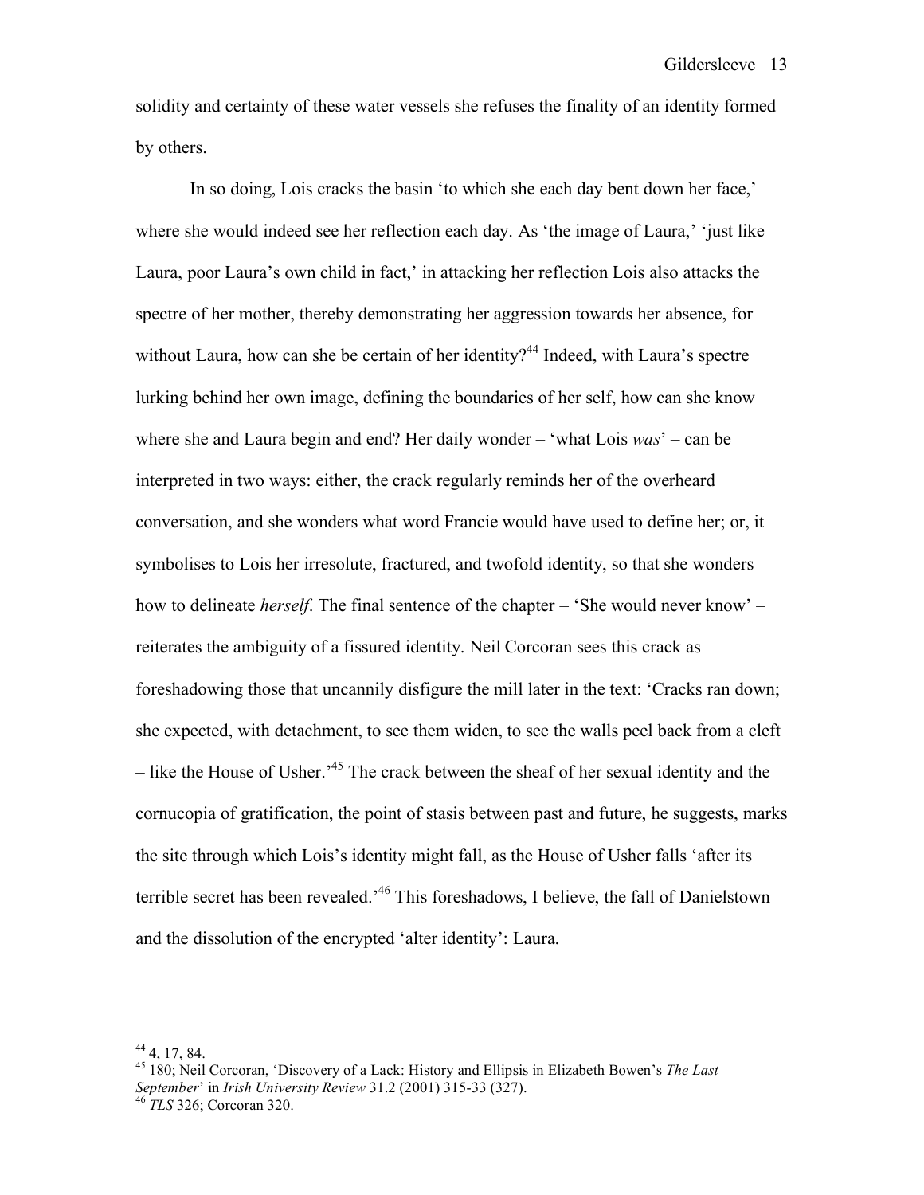solidity and certainty of these water vessels she refuses the finality of an identity formed by others.

In so doing, Lois cracks the basin 'to which she each day bent down her face,' where she would indeed see her reflection each day. As 'the image of Laura,' 'just like Laura, poor Laura's own child in fact,' in attacking her reflection Lois also attacks the spectre of her mother, thereby demonstrating her aggression towards her absence, for without Laura, how can she be certain of her identity?[44] Indeed, with Laura's spectre lurking behind her own image, defining the boundaries of her self, how can she know where she and Laura begin and end? Her daily wonder – 'what Lois *was*' – can be interpreted in two ways: either, the crack regularly reminds her of the overheard conversation, and she wonders what word Francie would have used to define her; or, it symbolises to Lois her irresolute, fractured, and twofold identity, so that she wonders how to delineate *herself*. The final sentence of the chapter – 'She would never know' – reiterates the ambiguity of a fissured identity. Neil Corcoran sees this crack as foreshadowing those that uncannily disfigure the mill later in the text: 'Cracks ran down; she expected, with detachment, to see them widen, to see the walls peel back from a cleft – like the House of Usher.'[45] The crack between the sheaf of her sexual identity and the cornucopia of gratification, the point of stasis between past and future, he suggests, marks the site through which Lois's identity might fall, as the House of Usher falls 'after its terrible secret has been revealed.'[46] This foreshadows, I believe, the fall of Danielstown and the dissolution of the encrypted 'alter identity': Laura.

---

[44] 4, 17, 84.

[45] 180; Neil Corcoran, 'Discovery of a Lack: History and Ellipsis in Elizabeth Bowen's *The Last September*' in *Irish University Review* 31.2 (2001) 315-33 (327).

[46] *TLS* 326; Corcoran 320.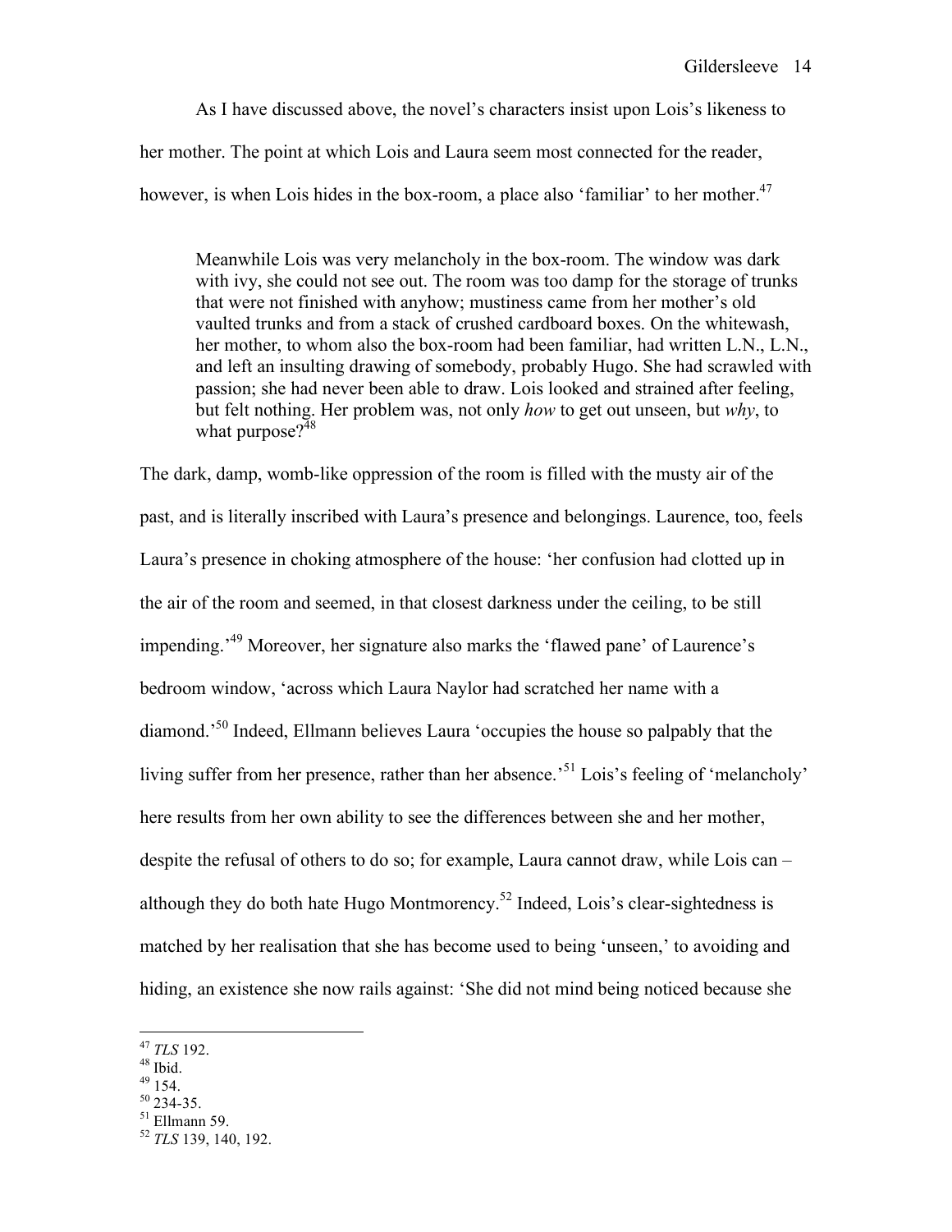As I have discussed above, the novel's characters insist upon Lois's likeness to her mother. The point at which Lois and Laura seem most connected for the reader, however, is when Lois hides in the box-room, a place also 'familiar' to her mother.[47]

> Meanwhile Lois was very melancholy in the box-room. The window was dark with ivy, she could not see out. The room was too damp for the storage of trunks that were not finished with anyhow; mustiness came from her mother's old vaulted trunks and from a stack of crushed cardboard boxes. On the whitewash, her mother, to whom also the box-room had been familiar, had written L.N., L.N., and left an insulting drawing of somebody, probably Hugo. She had scrawled with passion; she had never been able to draw. Lois looked and strained after feeling, but felt nothing. Her problem was, not only *how* to get out unseen, but *why*, to what purpose?[48]

The dark, damp, womb-like oppression of the room is filled with the musty air of the past, and is literally inscribed with Laura's presence and belongings. Laurence, too, feels Laura's presence in choking atmosphere of the house: 'her confusion had clotted up in the air of the room and seemed, in that closest darkness under the ceiling, to be still impending.'[49] Moreover, her signature also marks the 'flawed pane' of Laurence's bedroom window, 'across which Laura Naylor had scratched her name with a diamond.'[50] Indeed, Ellmann believes Laura 'occupies the house so palpably that the living suffer from her presence, rather than her absence.'[51] Lois's feeling of 'melancholy' here results from her own ability to see the differences between she and her mother, despite the refusal of others to do so; for example, Laura cannot draw, while Lois can – although they do both hate Hugo Montmorency.[52] Indeed, Lois's clear-sightedness is matched by her realisation that she has become used to being 'unseen,' to avoiding and hiding, an existence she now rails against: 'She did not mind being noticed because she

---

[47] *TLS* 192.
[48] Ibid.
[49] 154.
[50] 234-35.
[51] Ellmann 59.
[52] *TLS* 139, 140, 192.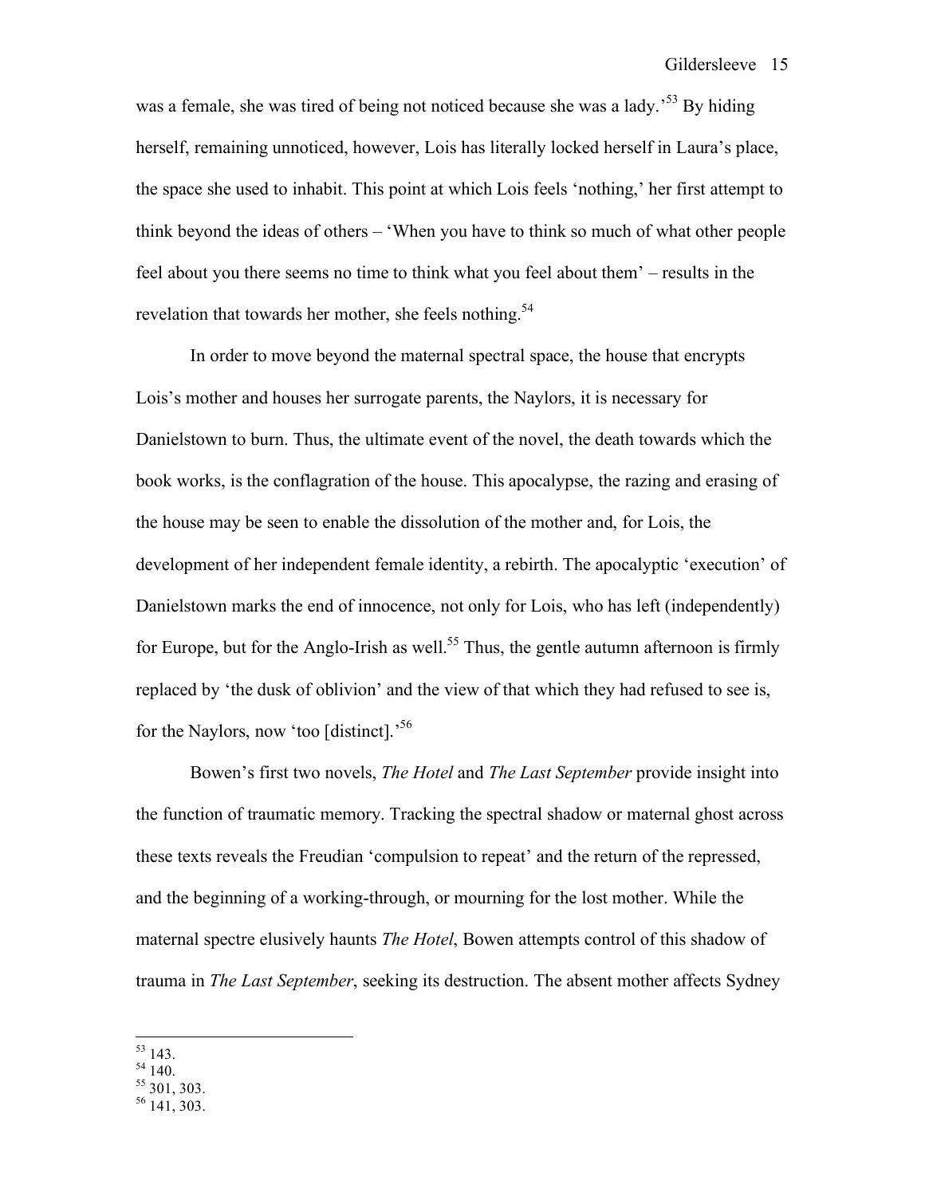was a female, she was tired of being not noticed because she was a lady.'[53] By hiding herself, remaining unnoticed, however, Lois has literally locked herself in Laura's place, the space she used to inhabit. This point at which Lois feels 'nothing,' her first attempt to think beyond the ideas of others – 'When you have to think so much of what other people feel about you there seems no time to think what you feel about them' – results in the revelation that towards her mother, she feels nothing.[54]

In order to move beyond the maternal spectral space, the house that encrypts Lois's mother and houses her surrogate parents, the Naylors, it is necessary for Danielstown to burn. Thus, the ultimate event of the novel, the death towards which the book works, is the conflagration of the house. This apocalypse, the razing and erasing of the house may be seen to enable the dissolution of the mother and, for Lois, the development of her independent female identity, a rebirth. The apocalyptic 'execution' of Danielstown marks the end of innocence, not only for Lois, who has left (independently) for Europe, but for the Anglo-Irish as well.[55] Thus, the gentle autumn afternoon is firmly replaced by 'the dusk of oblivion' and the view of that which they had refused to see is, for the Naylors, now 'too [distinct].'[56]

Bowen's first two novels, *The Hotel* and *The Last September* provide insight into the function of traumatic memory. Tracking the spectral shadow or maternal ghost across these texts reveals the Freudian 'compulsion to repeat' and the return of the repressed, and the beginning of a working-through, or mourning for the lost mother. While the maternal spectre elusively haunts *The Hotel*, Bowen attempts control of this shadow of trauma in *The Last September*, seeking its destruction. The absent mother affects Sydney

---

[53] 143.
[54] 140.
[55] 301, 303.
[56] 141, 303.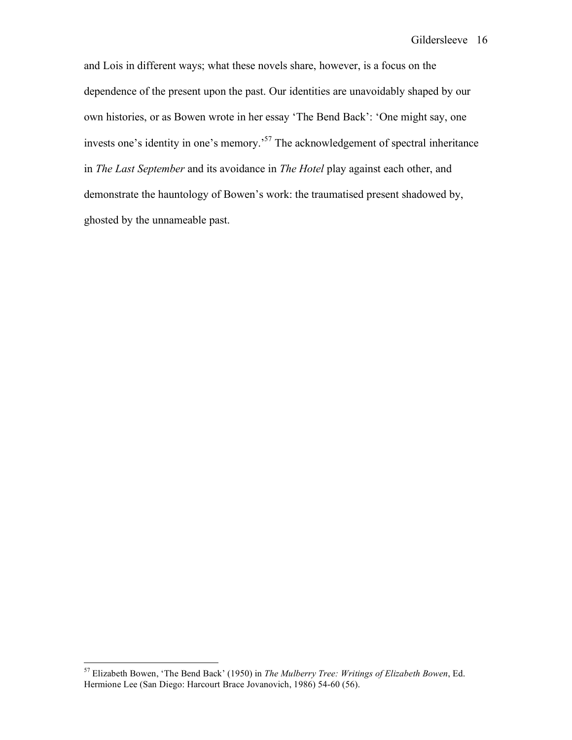and Lois in different ways; what these novels share, however, is a focus on the dependence of the present upon the past. Our identities are unavoidably shaped by our own histories, or as Bowen wrote in her essay 'The Bend Back': 'One might say, one invests one's identity in one's memory.'[57] The acknowledgement of spectral inheritance in *The Last September* and its avoidance in *The Hotel* play against each other, and demonstrate the hauntology of Bowen's work: the traumatised present shadowed by, ghosted by the unnameable past.

---

[57] Elizabeth Bowen, 'The Bend Back' (1950) in *The Mulberry Tree: Writings of Elizabeth Bowen*, Ed. Hermione Lee (San Diego: Harcourt Brace Jovanovich, 1986) 54-60 (56).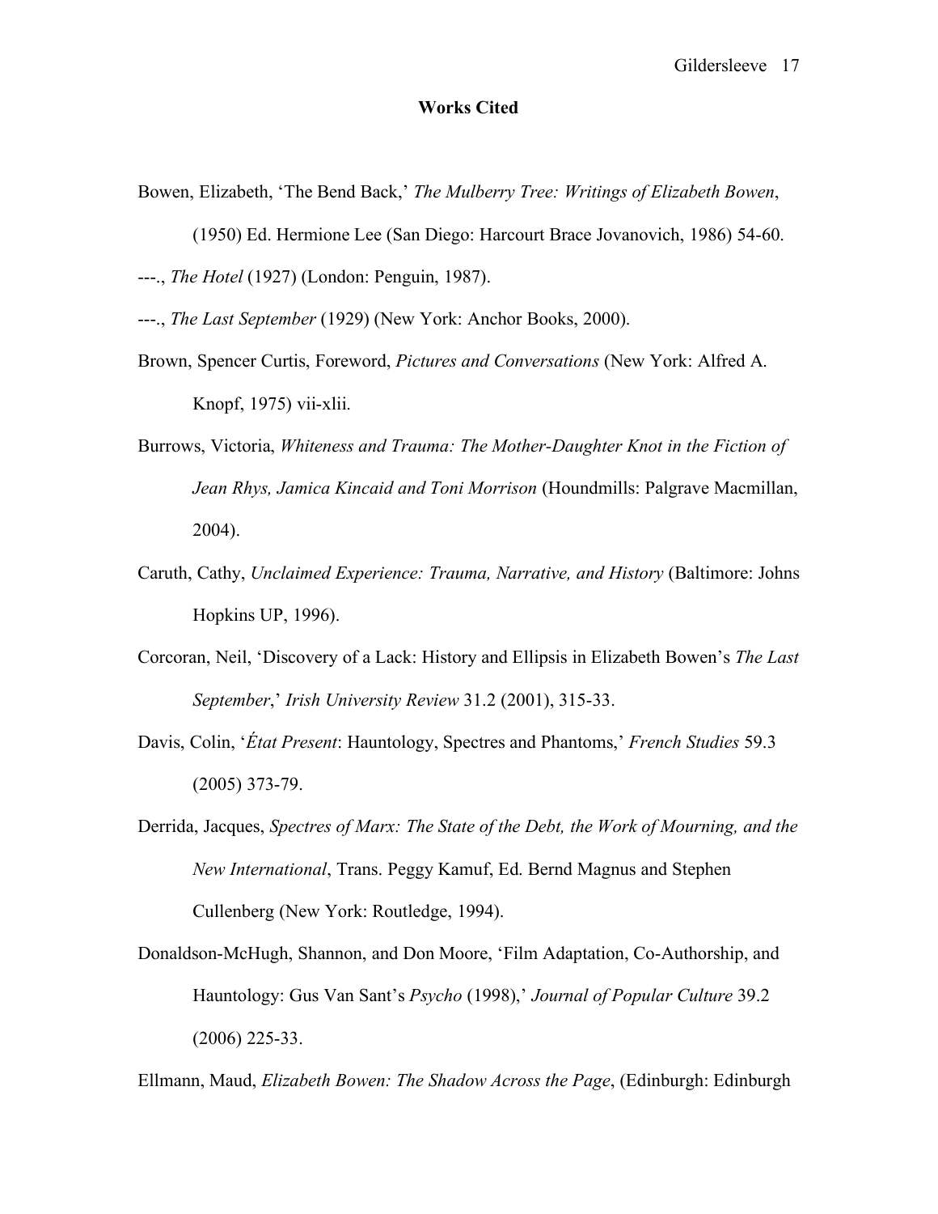## Works Cited

Bowen, Elizabeth, 'The Bend Back,' *The Mulberry Tree: Writings of Elizabeth Bowen*, (1950) Ed. Hermione Lee (San Diego: Harcourt Brace Jovanovich, 1986) 54-60.

---., *The Hotel* (1927) (London: Penguin, 1987).

---., *The Last September* (1929) (New York: Anchor Books, 2000).

Brown, Spencer Curtis, Foreword, *Pictures and Conversations* (New York: Alfred A. Knopf, 1975) vii-xlii.

Burrows, Victoria, *Whiteness and Trauma: The Mother-Daughter Knot in the Fiction of Jean Rhys, Jamica Kincaid and Toni Morrison* (Houndmills: Palgrave Macmillan, 2004).

Caruth, Cathy, *Unclaimed Experience: Trauma, Narrative, and History* (Baltimore: Johns Hopkins UP, 1996).

Corcoran, Neil, 'Discovery of a Lack: History and Ellipsis in Elizabeth Bowen's *The Last September*,' *Irish University Review* 31.2 (2001), 315-33.

Davis, Colin, '*État Present*: Hauntology, Spectres and Phantoms,' *French Studies* 59.3 (2005) 373-79.

Derrida, Jacques, *Spectres of Marx: The State of the Debt, the Work of Mourning, and the New International*, Trans. Peggy Kamuf, Ed. Bernd Magnus and Stephen Cullenberg (New York: Routledge, 1994).

Donaldson-McHugh, Shannon, and Don Moore, 'Film Adaptation, Co-Authorship, and Hauntology: Gus Van Sant's *Psycho* (1998),' *Journal of Popular Culture* 39.2 (2006) 225-33.

Ellmann, Maud, *Elizabeth Bowen: The Shadow Across the Page*, (Edinburgh: Edinburgh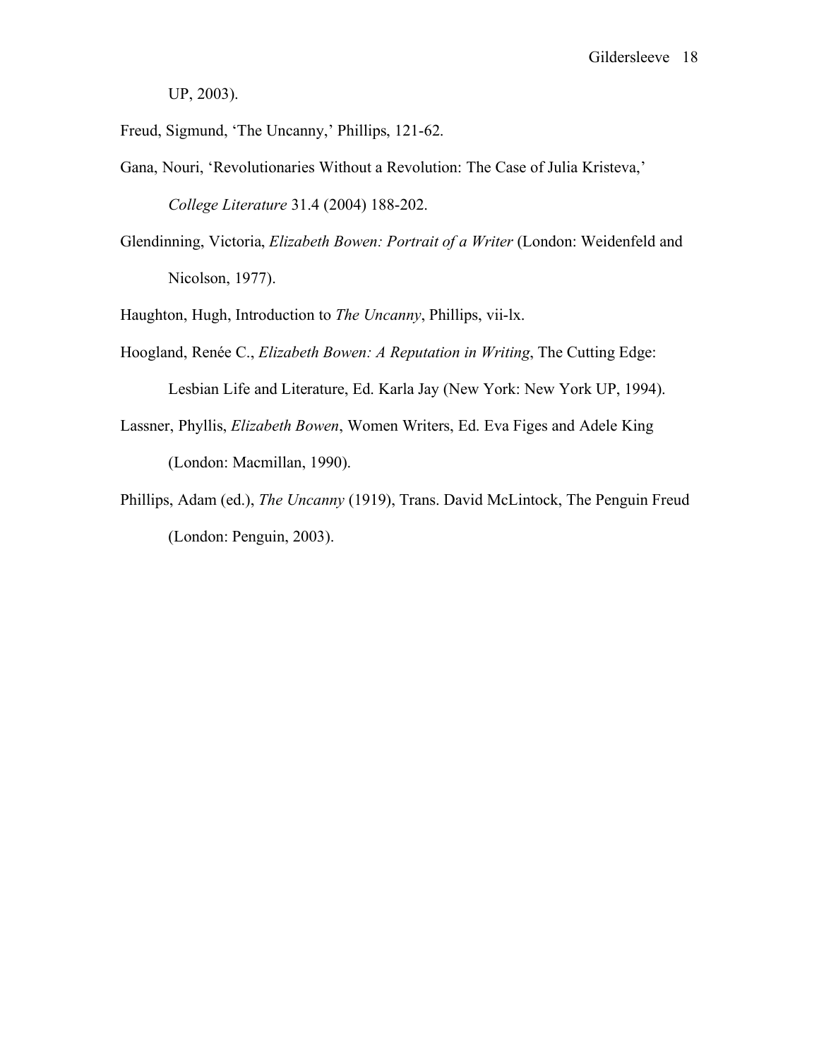UP, 2003).

Freud, Sigmund, 'The Uncanny,' Phillips, 121-62.

Gana, Nouri, 'Revolutionaries Without a Revolution: The Case of Julia Kristeva,' *College Literature* 31.4 (2004) 188-202.

Glendinning, Victoria, *Elizabeth Bowen: Portrait of a Writer* (London: Weidenfeld and Nicolson, 1977).

Haughton, Hugh, Introduction to *The Uncanny*, Phillips, vii-lx.

Hoogland, Renée C., *Elizabeth Bowen: A Reputation in Writing*, The Cutting Edge: Lesbian Life and Literature, Ed. Karla Jay (New York: New York UP, 1994).

Lassner, Phyllis, *Elizabeth Bowen*, Women Writers, Ed. Eva Figes and Adele King (London: Macmillan, 1990).

Phillips, Adam (ed.), *The Uncanny* (1919), Trans. David McLintock, The Penguin Freud (London: Penguin, 2003).